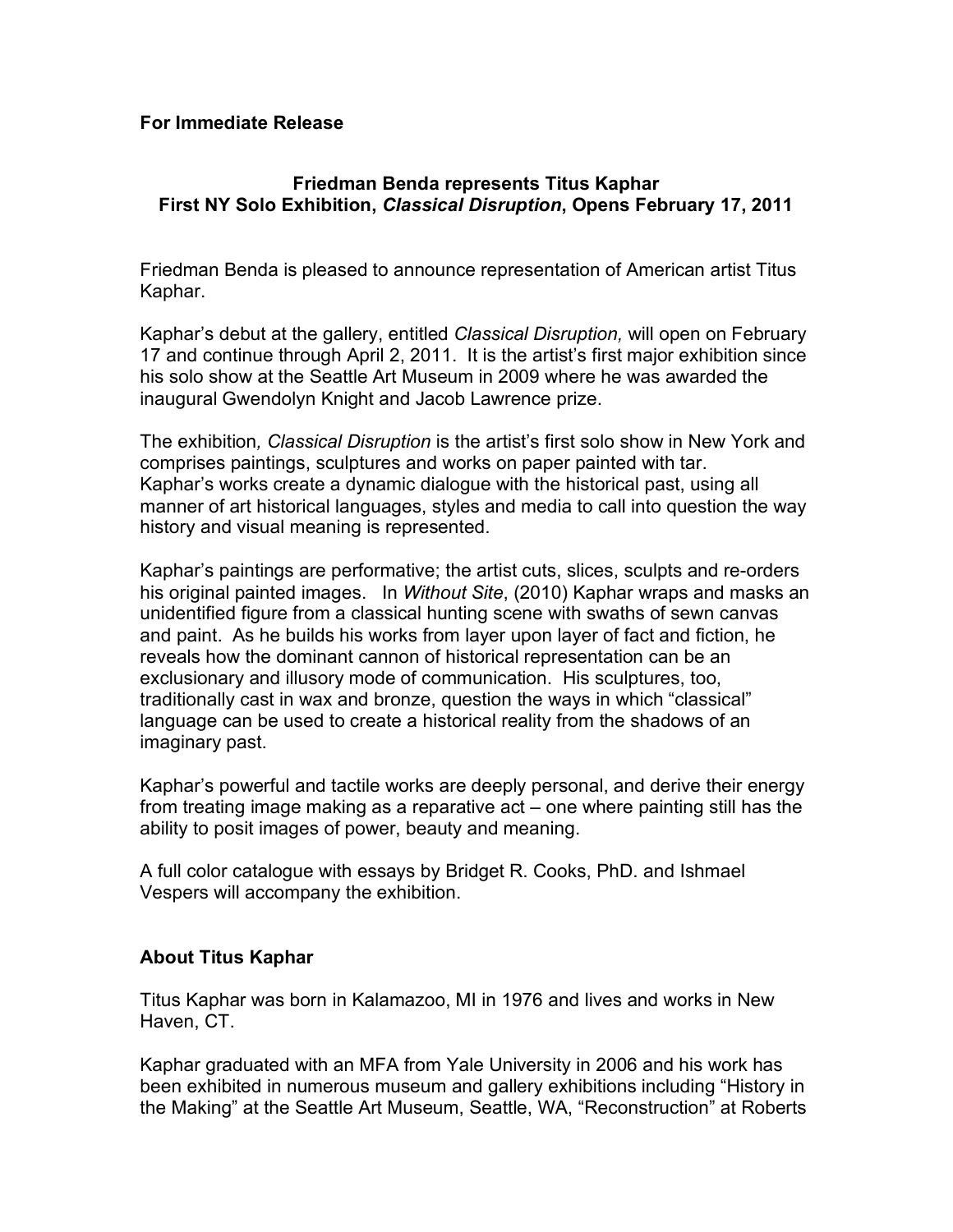**For Immediate Release**

**Friedman Benda represents Titus Kaphar**
**First NY Solo Exhibition, *Classical Disruption*, Opens February 17, 2011**

Friedman Benda is pleased to announce representation of American artist Titus Kaphar.

Kaphar's debut at the gallery, entitled *Classical Disruption,* will open on February 17 and continue through April 2, 2011. It is the artist's first major exhibition since his solo show at the Seattle Art Museum in 2009 where he was awarded the inaugural Gwendolyn Knight and Jacob Lawrence prize.

The exhibition*, Classical Disruption* is the artist's first solo show in New York and comprises paintings, sculptures and works on paper painted with tar. Kaphar's works create a dynamic dialogue with the historical past, using all manner of art historical languages, styles and media to call into question the way history and visual meaning is represented.

Kaphar's paintings are performative; the artist cuts, slices, sculpts and re-orders his original painted images. In *Without Site*, (2010) Kaphar wraps and masks an unidentified figure from a classical hunting scene with swaths of sewn canvas and paint. As he builds his works from layer upon layer of fact and fiction, he reveals how the dominant cannon of historical representation can be an exclusionary and illusory mode of communication. His sculptures, too, traditionally cast in wax and bronze, question the ways in which "classical" language can be used to create a historical reality from the shadows of an imaginary past.

Kaphar's powerful and tactile works are deeply personal, and derive their energy from treating image making as a reparative act – one where painting still has the ability to posit images of power, beauty and meaning.

A full color catalogue with essays by Bridget R. Cooks, PhD. and Ishmael Vespers will accompany the exhibition.

**About Titus Kaphar**

Titus Kaphar was born in Kalamazoo, MI in 1976 and lives and works in New Haven, CT.

Kaphar graduated with an MFA from Yale University in 2006 and his work has been exhibited in numerous museum and gallery exhibitions including "History in the Making" at the Seattle Art Museum, Seattle, WA, "Reconstruction" at Roberts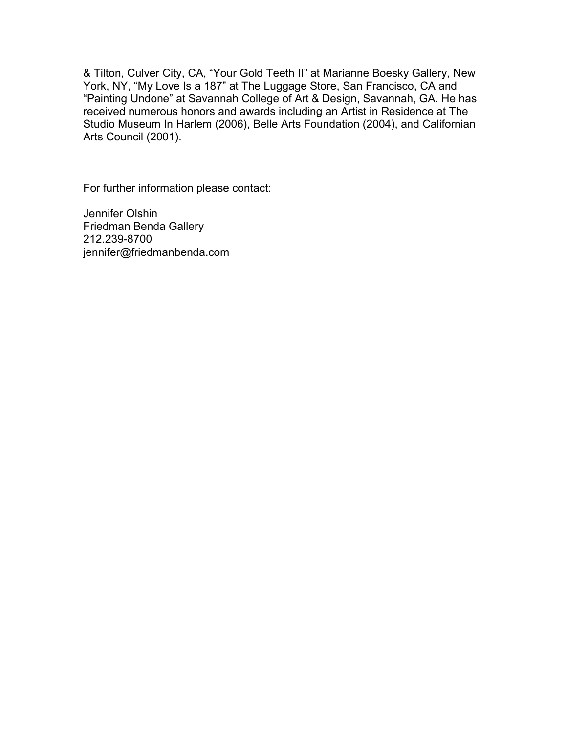& Tilton, Culver City, CA, "Your Gold Teeth II" at Marianne Boesky Gallery, New York, NY, "My Love Is a 187" at The Luggage Store, San Francisco, CA and "Painting Undone" at Savannah College of Art & Design, Savannah, GA. He has received numerous honors and awards including an Artist in Residence at The Studio Museum In Harlem (2006), Belle Arts Foundation (2004), and Californian Arts Council (2001).

For further information please contact:

Jennifer Olshin
Friedman Benda Gallery
212.239-8700
jennifer@friedmanbenda.com